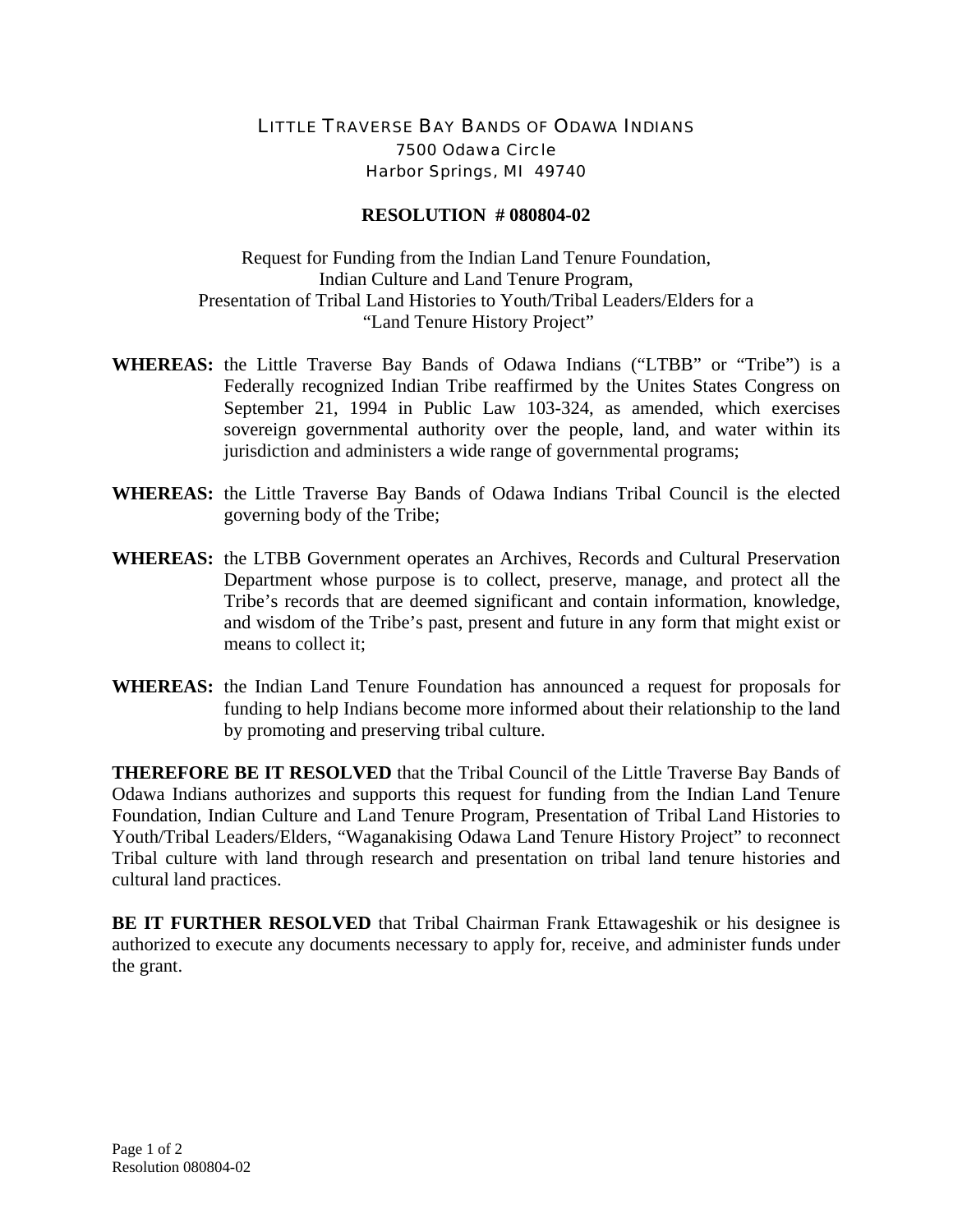LITTLE TRAVERSE BAY BANDS OF ODAWA INDIANS
7500 Odawa Circle
Harbor Springs, MI 49740

**RESOLUTION # 080804-02**

Request for Funding from the Indian Land Tenure Foundation,
Indian Culture and Land Tenure Program,
Presentation of Tribal Land Histories to Youth/Tribal Leaders/Elders for a
"Land Tenure History Project"

**WHEREAS:** the Little Traverse Bay Bands of Odawa Indians ("LTBB" or "Tribe") is a Federally recognized Indian Tribe reaffirmed by the Unites States Congress on September 21, 1994 in Public Law 103-324, as amended, which exercises sovereign governmental authority over the people, land, and water within its jurisdiction and administers a wide range of governmental programs;

**WHEREAS:** the Little Traverse Bay Bands of Odawa Indians Tribal Council is the elected governing body of the Tribe;

**WHEREAS:** the LTBB Government operates an Archives, Records and Cultural Preservation Department whose purpose is to collect, preserve, manage, and protect all the Tribe's records that are deemed significant and contain information, knowledge, and wisdom of the Tribe's past, present and future in any form that might exist or means to collect it;

**WHEREAS:** the Indian Land Tenure Foundation has announced a request for proposals for funding to help Indians become more informed about their relationship to the land by promoting and preserving tribal culture.

**THEREFORE BE IT RESOLVED** that the Tribal Council of the Little Traverse Bay Bands of Odawa Indians authorizes and supports this request for funding from the Indian Land Tenure Foundation, Indian Culture and Land Tenure Program, Presentation of Tribal Land Histories to Youth/Tribal Leaders/Elders, "Waganakising Odawa Land Tenure History Project" to reconnect Tribal culture with land through research and presentation on tribal land tenure histories and cultural land practices.

**BE IT FURTHER RESOLVED** that Tribal Chairman Frank Ettawageshik or his designee is authorized to execute any documents necessary to apply for, receive, and administer funds under the grant.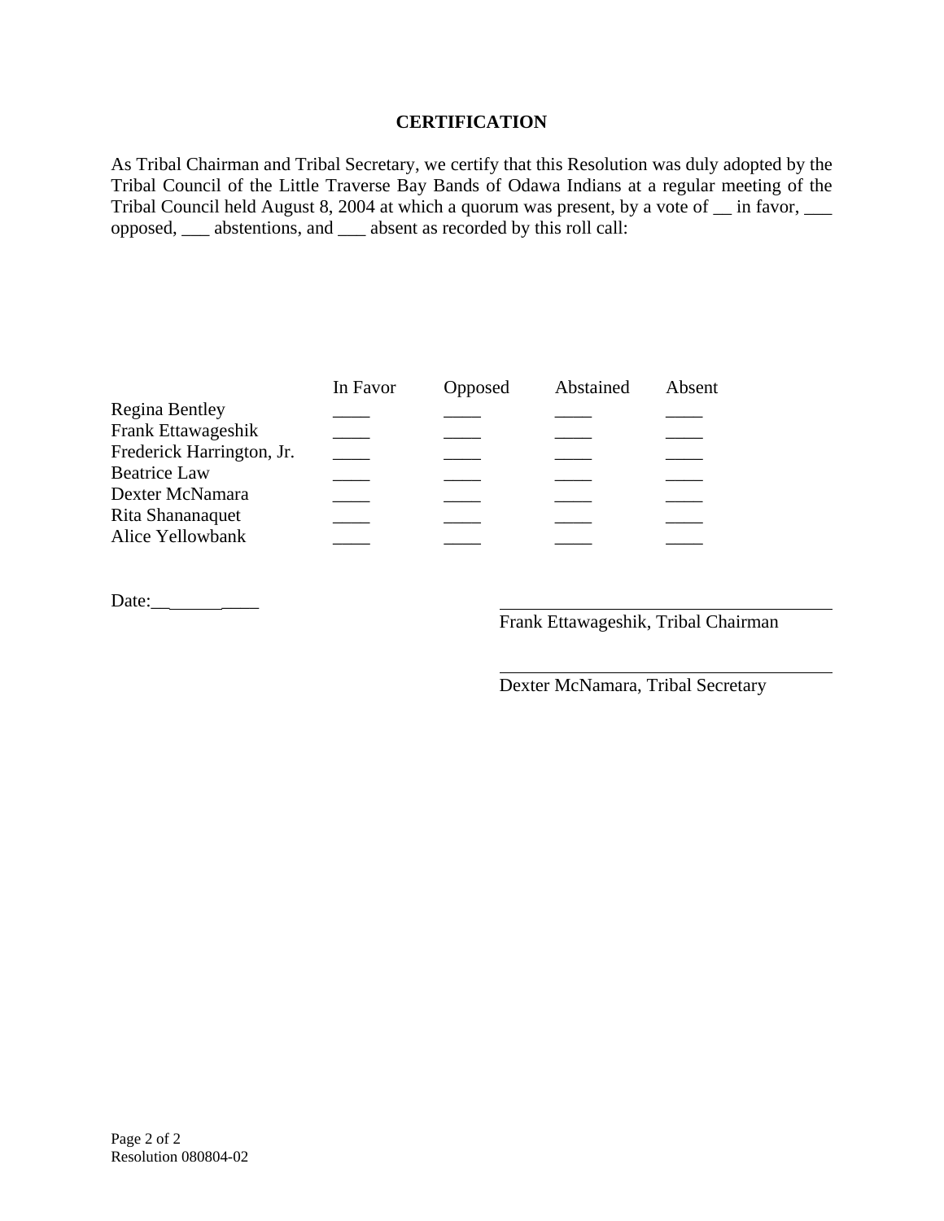**CERTIFICATION**

As Tribal Chairman and Tribal Secretary, we certify that this Resolution was duly adopted by the Tribal Council of the Little Traverse Bay Bands of Odawa Indians at a regular meeting of the Tribal Council held August 8, 2004 at which a quorum was present, by a vote of __ in favor, ___ opposed, ___ abstentions, and ___ absent as recorded by this roll call:

| | In Favor | Opposed | Abstained | Absent |
|---|---|---|---|---|
| Regina Bentley | ____ | ____ | ____ | ____ |
| Frank Ettawageshik | ____ | ____ | ____ | ____ |
| Frederick Harrington, Jr. | ____ | ____ | ____ | ____ |
| Beatrice Law | ____ | ____ | ____ | ____ |
| Dexter McNamara | ____ | ____ | ____ | ____ |
| Rita Shananaquet | ____ | ____ | ____ | ____ |
| Alice Yellowbank | ____ | ____ | ____ | ____ |

Date:__________

______________________________
Frank Ettawageshik, Tribal Chairman

______________________________
Dexter McNamara, Tribal Secretary

Resolution 080804-02